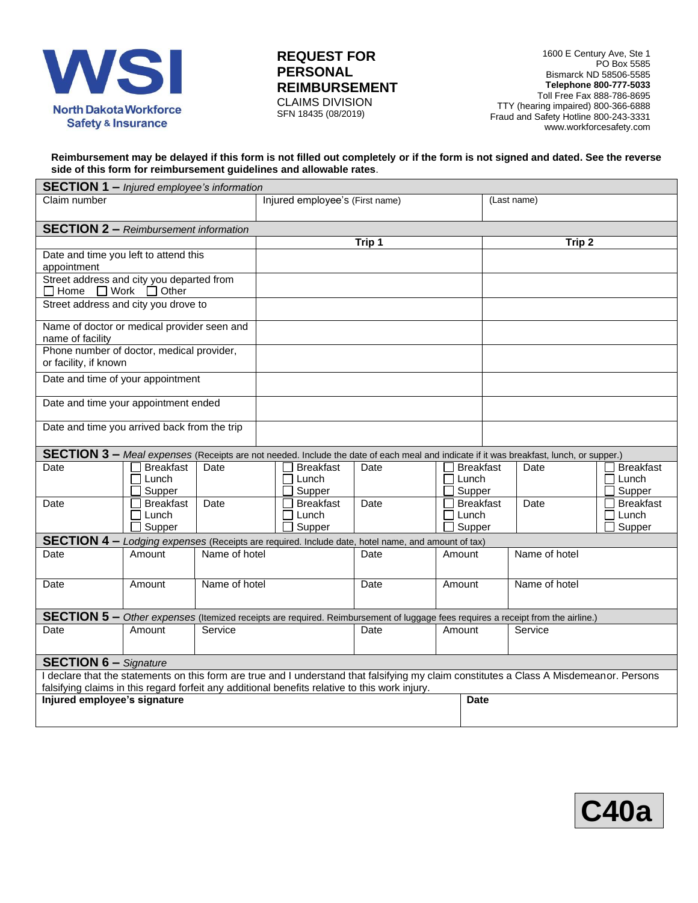**WSI**
North Dakota Workforce Safety & Insurance

# REQUEST FOR PERSONAL REIMBURSEMENT

CLAIMS DIVISION
SFN 18435 (08/2019)

1600 E Century Ave, Ste 1
PO Box 5585
Bismarck ND 58506-5585
**Telephone 800-777-5033**
Toll Free Fax 888-786-8695
TTY (hearing impaired) 800-366-6888
Fraud and Safety Hotline 800-243-3331
www.workforcesafety.com

**Reimbursement may be delayed if this form is not filled out completely or if the form is not signed and dated. See the reverse side of this form for reimbursement guidelines and allowable rates**.

## SECTION 1 – *Injured employee's information*

| Claim number | Injured employee's (First name) | (Last name) |
|---|---|---|
| | | |

## SECTION 2 – *Reimbursement information*

| | Trip 1 | Trip 2 |
|---|---|---|
| Date and time you left to attend this appointment | | |
| Street address and city you departed from ☐ Home ☐ Work ☐ Other | | |
| Street address and city you drove to | | |
| Name of doctor or medical provider seen and name of facility | | |
| Phone number of doctor, medical provider, or facility, if known | | |
| Date and time of your appointment | | |
| Date and time your appointment ended | | |
| Date and time you arrived back from the trip | | |

## SECTION 3 – *Meal expenses* (Receipts are not needed. Include the date of each meal and indicate if it was breakfast, lunch, or supper.)

| Date | Meal | Date | Meal | Date | Meal | Date | Meal |
|---|---|---|---|---|---|---|---|
| | ☐ Breakfast ☐ Lunch ☐ Supper | | ☐ Breakfast ☐ Lunch ☐ Supper | | ☐ Breakfast ☐ Lunch ☐ Supper | | ☐ Breakfast ☐ Lunch ☐ Supper |
| | ☐ Breakfast ☐ Lunch ☐ Supper | | ☐ Breakfast ☐ Lunch ☐ Supper | | ☐ Breakfast ☐ Lunch ☐ Supper | | ☐ Breakfast ☐ Lunch ☐ Supper |

## SECTION 4 – *Lodging expenses* (Receipts are required. Include date, hotel name, and amount of tax)

| Date | Amount | Name of hotel | Date | Amount | Name of hotel |
|---|---|---|---|---|---|
| | | | | | |
| | | | | | |

## SECTION 5 – *Other expenses* (Itemized receipts are required. Reimbursement of luggage fees requires a receipt from the airline.)

| Date | Amount | Service | Date | Amount | Service |
|---|---|---|---|---|---|
| | | | | | |

## SECTION 6 – *Signature*

I declare that the statements on this form are true and I understand that falsifying my claim constitutes a Class A Misdemeanor. Persons falsifying claims in this regard forfeit any additional benefits relative to this work injury.

| **Injured employee's signature** | **Date** |
|---|---|
| | |

**C40a**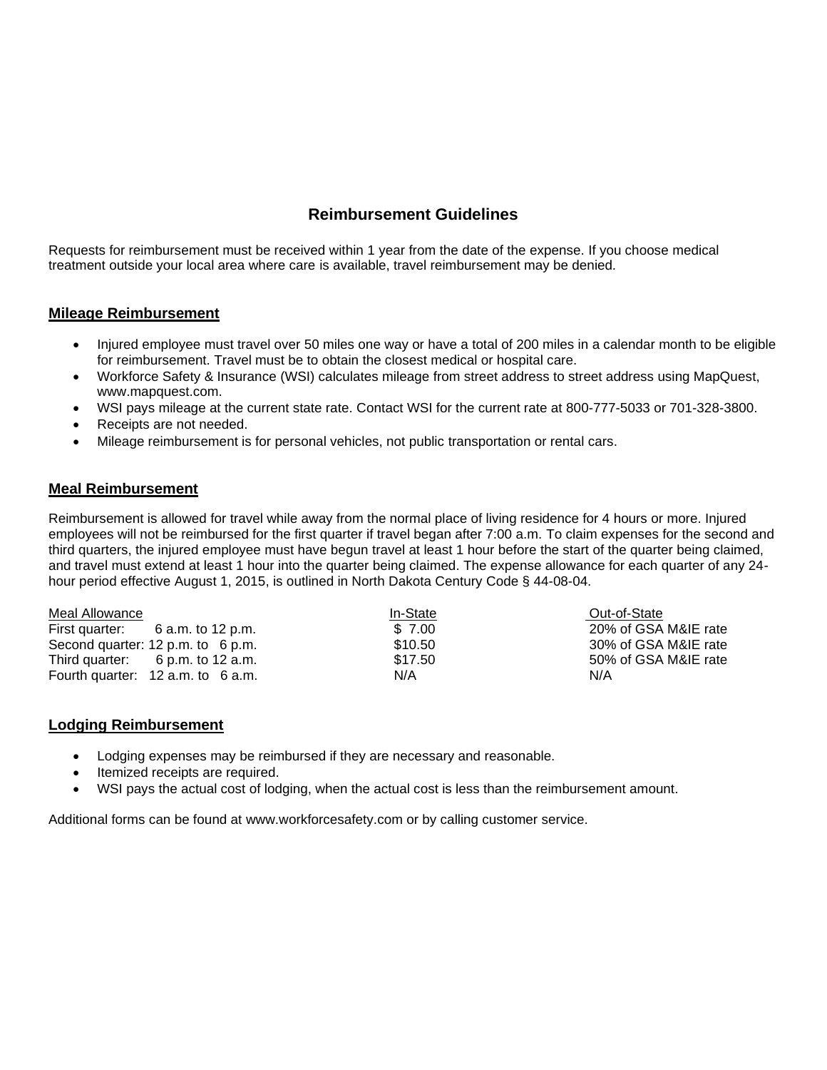## Reimbursement Guidelines

Requests for reimbursement must be received within 1 year from the date of the expense. If you choose medical treatment outside your local area where care is available, travel reimbursement may be denied.

### Mileage Reimbursement

- Injured employee must travel over 50 miles one way or have a total of 200 miles in a calendar month to be eligible for reimbursement. Travel must be to obtain the closest medical or hospital care.
- Workforce Safety & Insurance (WSI) calculates mileage from street address to street address using MapQuest, www.mapquest.com.
- WSI pays mileage at the current state rate. Contact WSI for the current rate at 800-777-5033 or 701-328-3800.
- Receipts are not needed.
- Mileage reimbursement is for personal vehicles, not public transportation or rental cars.

### Meal Reimbursement

Reimbursement is allowed for travel while away from the normal place of living residence for 4 hours or more. Injured employees will not be reimbursed for the first quarter if travel began after 7:00 a.m. To claim expenses for the second and third quarters, the injured employee must have begun travel at least 1 hour before the start of the quarter being claimed, and travel must extend at least 1 hour into the quarter being claimed. The expense allowance for each quarter of any 24-hour period effective August 1, 2015, is outlined in North Dakota Century Code § 44-08-04.

| Meal Allowance | | In-State | Out-of-State |
|---|---|---|---|
| First quarter: | 6 a.m. to 12 p.m. | $ 7.00 | 20% of GSA M&IE rate |
| Second quarter: | 12 p.m. to 6 p.m. | $10.50 | 30% of GSA M&IE rate |
| Third quarter: | 6 p.m. to 12 a.m. | $17.50 | 50% of GSA M&IE rate |
| Fourth quarter: | 12 a.m. to 6 a.m. | N/A | N/A |

### Lodging Reimbursement

- Lodging expenses may be reimbursed if they are necessary and reasonable.
- Itemized receipts are required.
- WSI pays the actual cost of lodging, when the actual cost is less than the reimbursement amount.

Additional forms can be found at www.workforcesafety.com or by calling customer service.